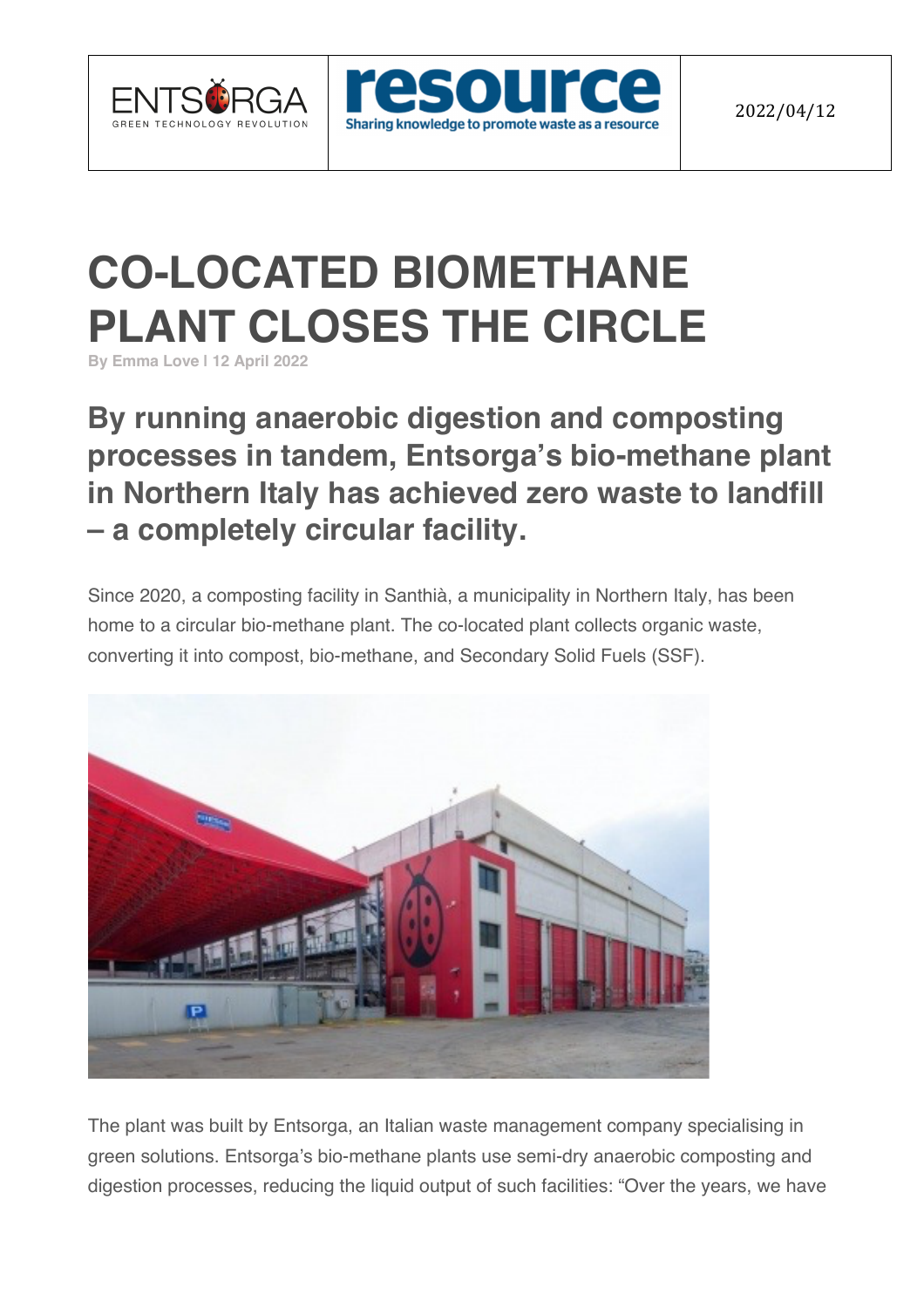2022/04/12

# CO-LOCATED BIOMETHANE PLANT CLOSES THE CIRCLE

By Emma Love | 12 April 2022

## By running anaerobic digestion and composting processes in tandem, Entsorga's bio-methane plant in Northern Italy has achieved zero waste to landfill – a completely circular facility.

Since 2020, a composting facility in Santhià, a municipality in Northern Italy, has been home to a circular bio-methane plant. The co-located plant collects organic waste, converting it into compost, bio-methane, and Secondary Solid Fuels (SSF).

The plant was built by Entsorga, an Italian waste management company specialising in green solutions. Entsorga's bio-methane plants use semi-dry anaerobic composting and digestion processes, reducing the liquid output of such facilities: "Over the years, we have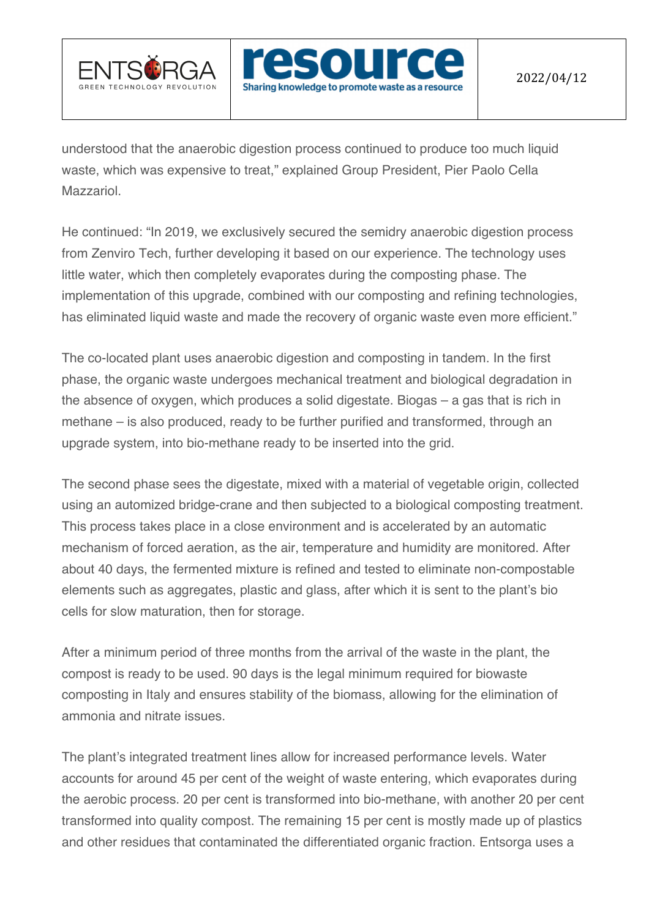understood that the anaerobic digestion process continued to produce too much liquid waste, which was expensive to treat," explained Group President, Pier Paolo Cella Mazzariol.

He continued: "In 2019, we exclusively secured the semidry anaerobic digestion process from Zenviro Tech, further developing it based on our experience. The technology uses little water, which then completely evaporates during the composting phase. The implementation of this upgrade, combined with our composting and refining technologies, has eliminated liquid waste and made the recovery of organic waste even more efficient."

The co-located plant uses anaerobic digestion and composting in tandem. In the first phase, the organic waste undergoes mechanical treatment and biological degradation in the absence of oxygen, which produces a solid digestate. Biogas – a gas that is rich in methane – is also produced, ready to be further purified and transformed, through an upgrade system, into bio-methane ready to be inserted into the grid.

The second phase sees the digestate, mixed with a material of vegetable origin, collected using an automized bridge-crane and then subjected to a biological composting treatment. This process takes place in a close environment and is accelerated by an automatic mechanism of forced aeration, as the air, temperature and humidity are monitored. After about 40 days, the fermented mixture is refined and tested to eliminate non-compostable elements such as aggregates, plastic and glass, after which it is sent to the plant's bio cells for slow maturation, then for storage.

After a minimum period of three months from the arrival of the waste in the plant, the compost is ready to be used. 90 days is the legal minimum required for biowaste composting in Italy and ensures stability of the biomass, allowing for the elimination of ammonia and nitrate issues.

The plant's integrated treatment lines allow for increased performance levels. Water accounts for around 45 per cent of the weight of waste entering, which evaporates during the aerobic process. 20 per cent is transformed into bio-methane, with another 20 per cent transformed into quality compost. The remaining 15 per cent is mostly made up of plastics and other residues that contaminated the differentiated organic fraction. Entsorga uses a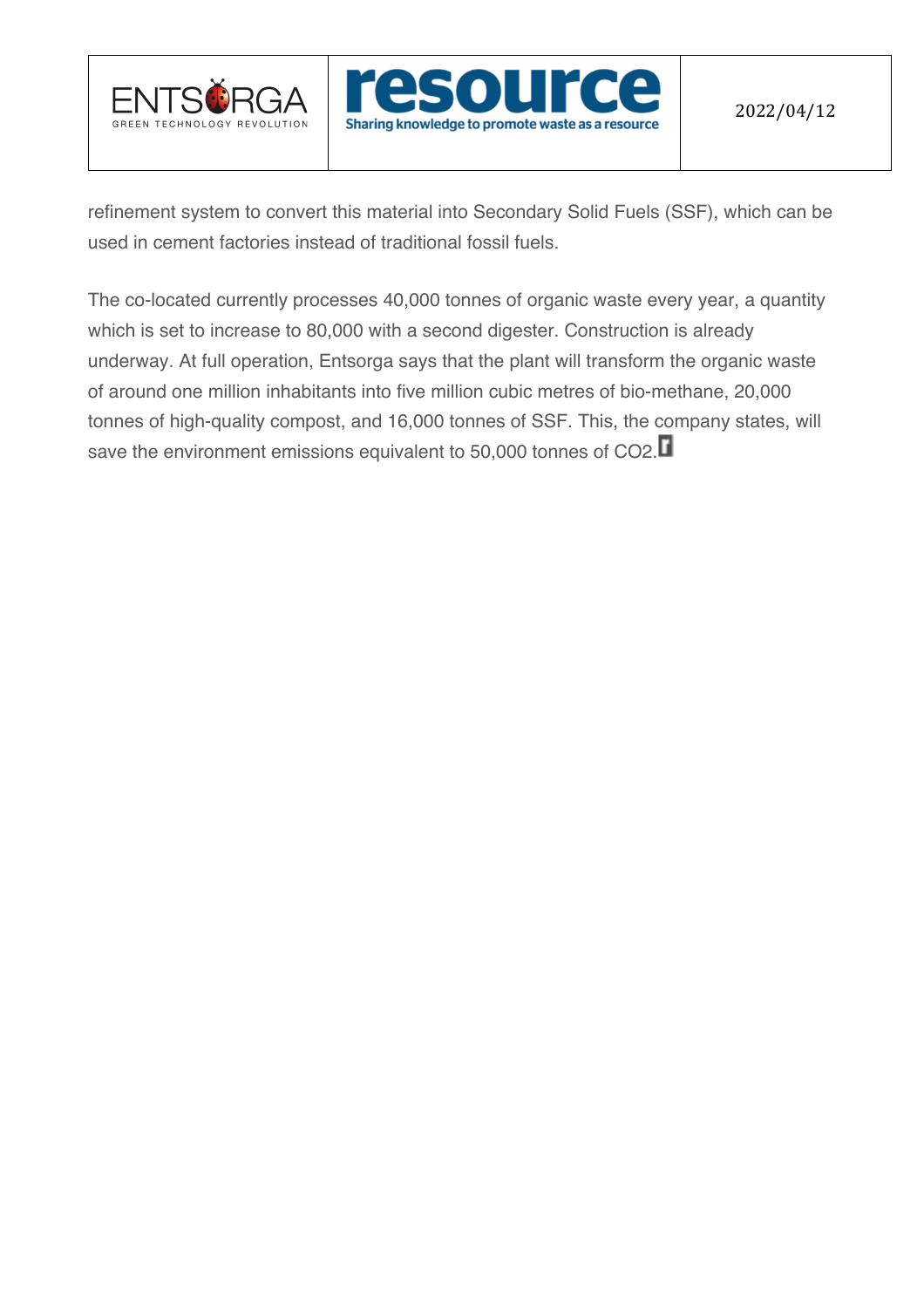refinement system to convert this material into Secondary Solid Fuels (SSF), which can be used in cement factories instead of traditional fossil fuels.

The co-located currently processes 40,000 tonnes of organic waste every year, a quantity which is set to increase to 80,000 with a second digester. Construction is already underway. At full operation, Entsorga says that the plant will transform the organic waste of around one million inhabitants into five million cubic metres of bio-methane, 20,000 tonnes of high-quality compost, and 16,000 tonnes of SSF. This, the company states, will save the environment emissions equivalent to 50,000 tonnes of $CO_2$.